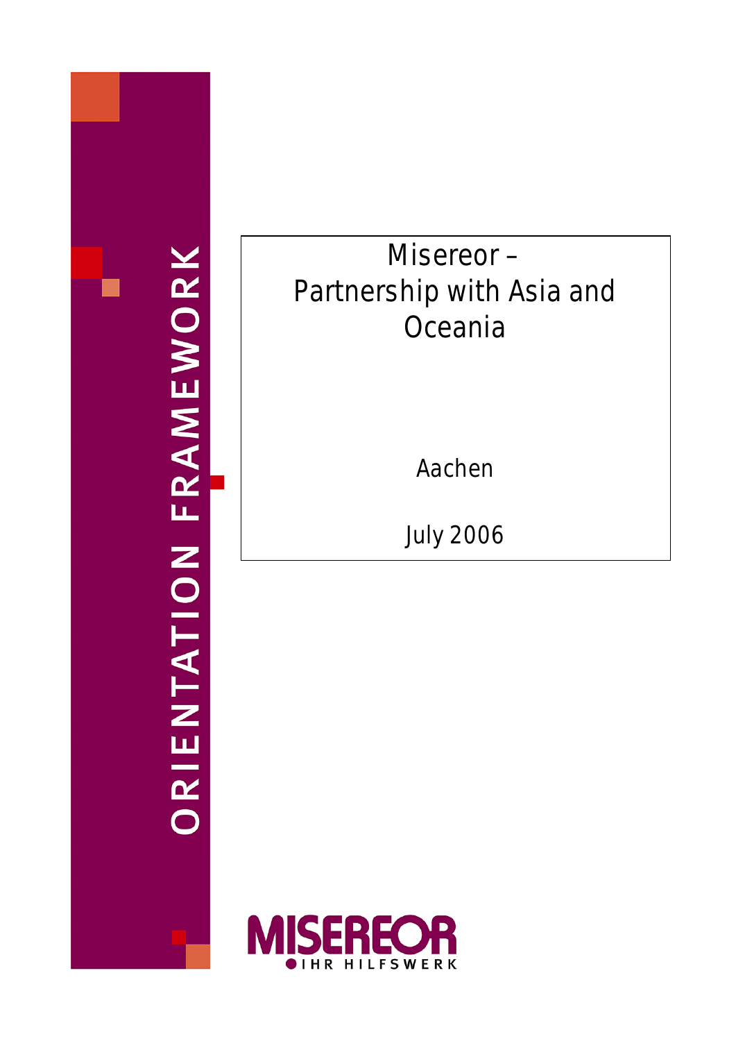ORIENTATION FRAMEWORK

# Misereor – Partnership with Asia and Oceania

Aachen

July 2006

MISEREOR
IHR HILFSWERK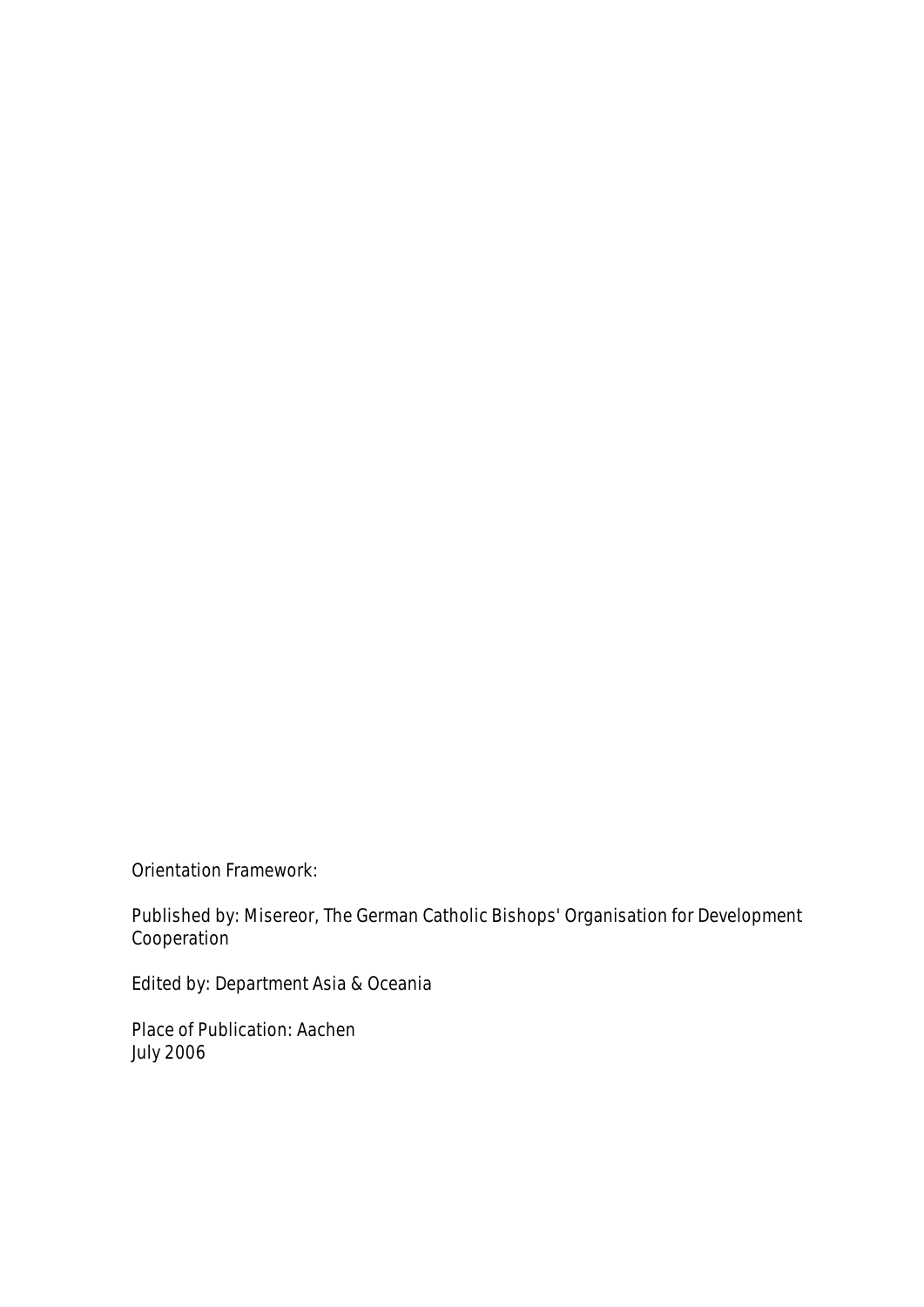Orientation Framework:

Published by: Misereor, The German Catholic Bishops' Organisation for Development Cooperation

Edited by: Department Asia & Oceania

Place of Publication: Aachen
July 2006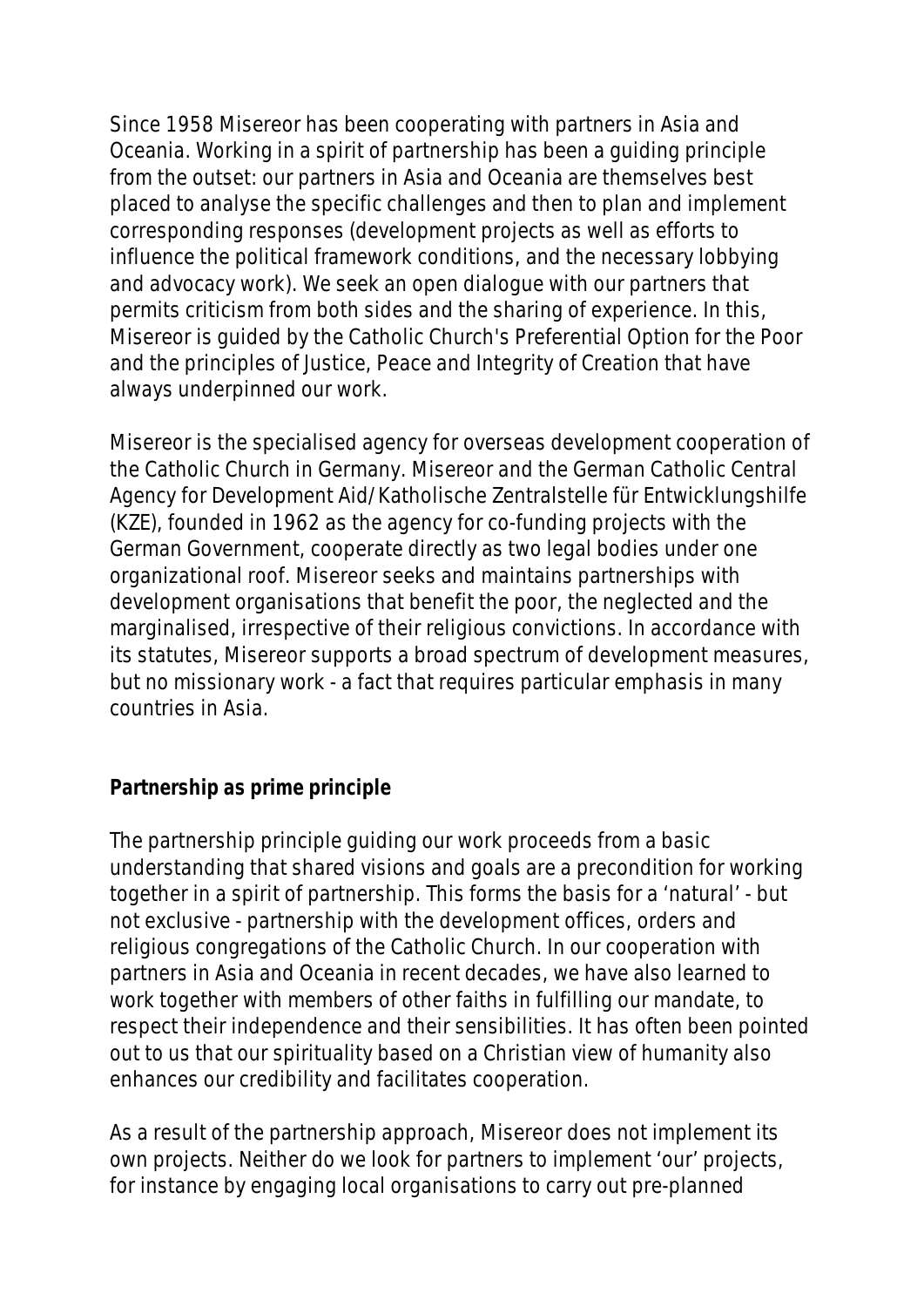Since 1958 Misereor has been cooperating with partners in Asia and Oceania. Working in a spirit of partnership has been a guiding principle from the outset: our partners in Asia and Oceania are themselves best placed to analyse the specific challenges and then to plan and implement corresponding responses (development projects as well as efforts to influence the political framework conditions, and the necessary lobbying and advocacy work). We seek an open dialogue with our partners that permits criticism from both sides and the sharing of experience. In this, Misereor is guided by the Catholic Church's Preferential Option for the Poor and the principles of Justice, Peace and Integrity of Creation that have always underpinned our work.

Misereor is the specialised agency for overseas development cooperation of the Catholic Church in Germany. Misereor and the German Catholic Central Agency for Development Aid/ Katholische Zentralstelle für Entwicklungshilfe (KZE), founded in 1962 as the agency for co-funding projects with the German Government, cooperate directly as two legal bodies under one organizational roof. Misereor seeks and maintains partnerships with development organisations that benefit the poor, the neglected and the marginalised, irrespective of their religious convictions. In accordance with its statutes, Misereor supports a broad spectrum of development measures, but no missionary work - a fact that requires particular emphasis in many countries in Asia.

**Partnership as prime principle**

The partnership principle guiding our work proceeds from a basic understanding that shared visions and goals are a precondition for working together in a spirit of partnership. This forms the basis for a 'natural' - but not exclusive - partnership with the development offices, orders and religious congregations of the Catholic Church. In our cooperation with partners in Asia and Oceania in recent decades, we have also learned to work together with members of other faiths in fulfilling our mandate, to respect their independence and their sensibilities. It has often been pointed out to us that our spirituality based on a Christian view of humanity also enhances our credibility and facilitates cooperation.

As a result of the partnership approach, Misereor does not implement its own projects. Neither do we look for partners to implement 'our' projects, for instance by engaging local organisations to carry out pre-planned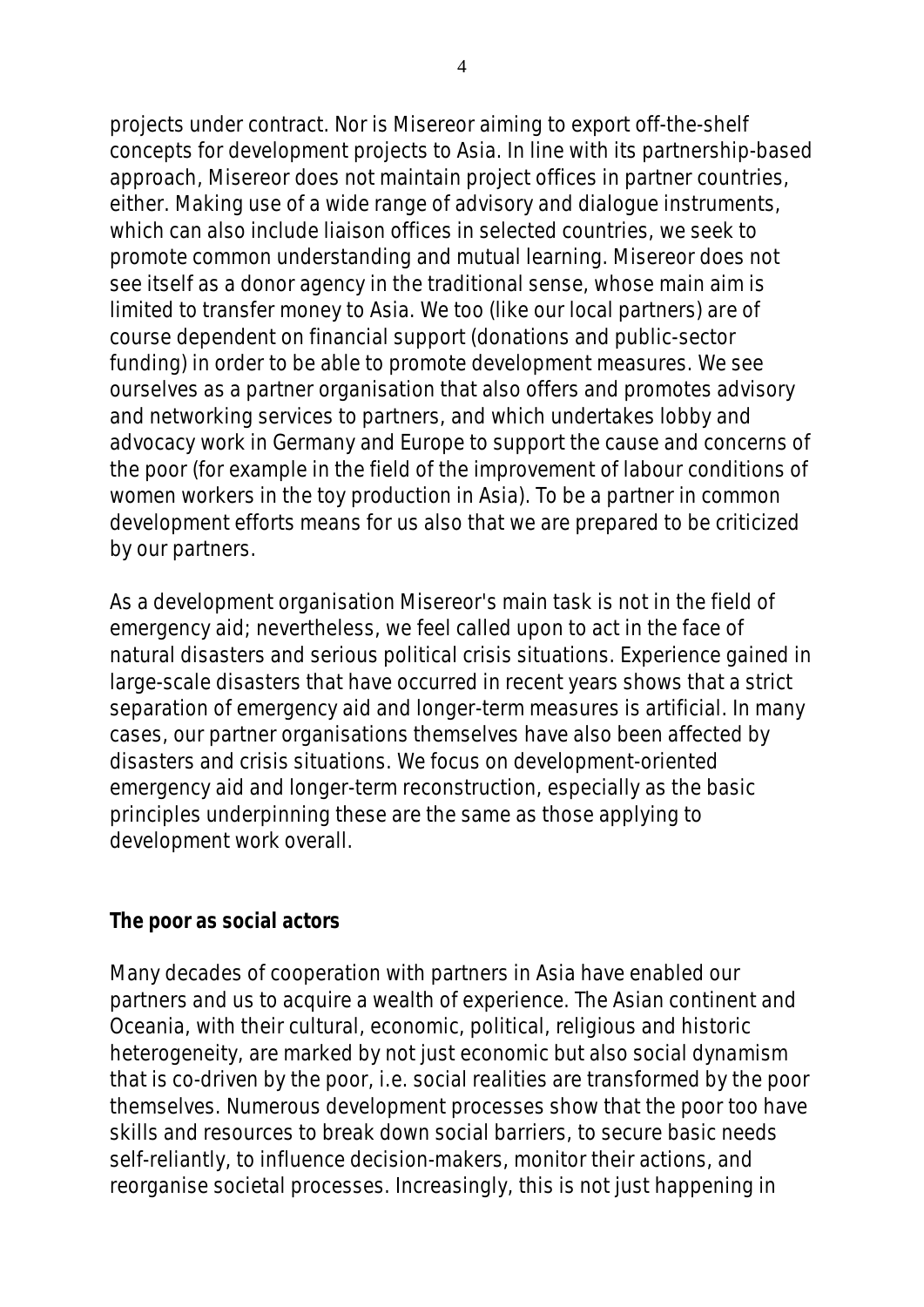projects under contract. Nor is Misereor aiming to export off-the-shelf concepts for development projects to Asia. In line with its partnership-based approach, Misereor does not maintain project offices in partner countries, either. Making use of a wide range of advisory and dialogue instruments, which can also include liaison offices in selected countries, we seek to promote common understanding and mutual learning. Misereor does not see itself as a donor agency in the traditional sense, whose main aim is limited to transfer money to Asia. We too (like our local partners) are of course dependent on financial support (donations and public-sector funding) in order to be able to promote development measures. We see ourselves as a partner organisation that also offers and promotes advisory and networking services to partners, and which undertakes lobby and advocacy work in Germany and Europe to support the cause and concerns of the poor (for example in the field of the improvement of labour conditions of women workers in the toy production in Asia). To be a partner in common development efforts means for us also that we are prepared to be criticized by our partners.

As a development organisation Misereor's main task is not in the field of emergency aid; nevertheless, we feel called upon to act in the face of natural disasters and serious political crisis situations. Experience gained in large-scale disasters that have occurred in recent years shows that a strict separation of emergency aid and longer-term measures is artificial. In many cases, our partner organisations themselves have also been affected by disasters and crisis situations. We focus on development-oriented emergency aid and longer-term reconstruction, especially as the basic principles underpinning these are the same as those applying to development work overall.

**The poor as social actors**

Many decades of cooperation with partners in Asia have enabled our partners and us to acquire a wealth of experience. The Asian continent and Oceania, with their cultural, economic, political, religious and historic heterogeneity, are marked by not just economic but also social dynamism that is co-driven by the poor, i.e. social realities are transformed by the poor themselves. Numerous development processes show that the poor too have skills and resources to break down social barriers, to secure basic needs self-reliantly, to influence decision-makers, monitor their actions, and reorganise societal processes. Increasingly, this is not just happening in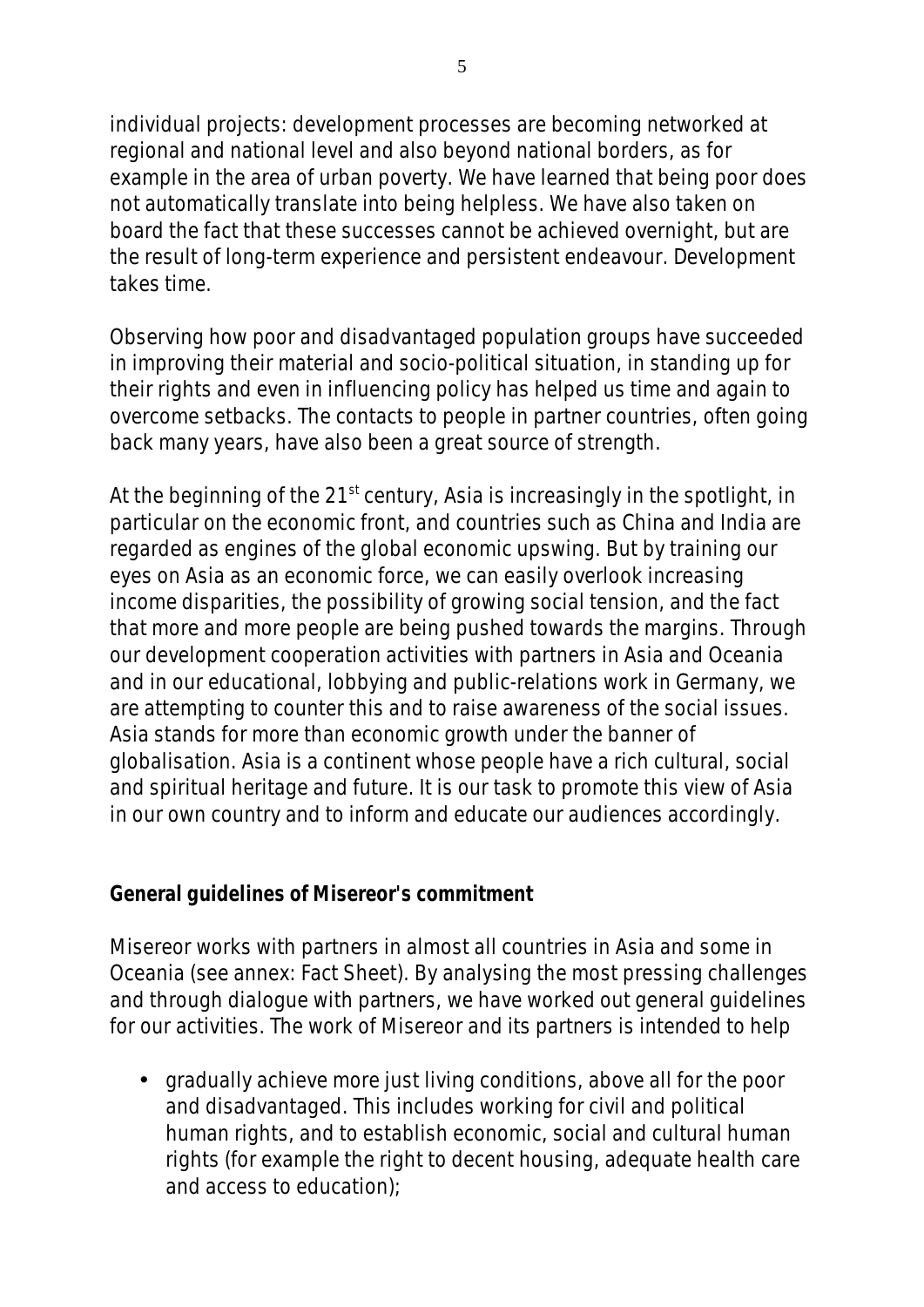individual projects: development processes are becoming networked at regional and national level and also beyond national borders, as for example in the area of urban poverty. We have learned that being poor does not automatically translate into being helpless. We have also taken on board the fact that these successes cannot be achieved overnight, but are the result of long-term experience and persistent endeavour. Development takes time.

Observing how poor and disadvantaged population groups have succeeded in improving their material and socio-political situation, in standing up for their rights and even in influencing policy has helped us time and again to overcome setbacks. The contacts to people in partner countries, often going back many years, have also been a great source of strength.

At the beginning of the 21st century, Asia is increasingly in the spotlight, in particular on the economic front, and countries such as China and India are regarded as engines of the global economic upswing. But by training our eyes on Asia as an economic force, we can easily overlook increasing income disparities, the possibility of growing social tension, and the fact that more and more people are being pushed towards the margins. Through our development cooperation activities with partners in Asia and Oceania and in our educational, lobbying and public-relations work in Germany, we are attempting to counter this and to raise awareness of the social issues. Asia stands for more than economic growth under the banner of globalisation. Asia is a continent whose people have a rich cultural, social and spiritual heritage and future. It is our task to promote this view of Asia in our own country and to inform and educate our audiences accordingly.

**General guidelines of Misereor's commitment**

Misereor works with partners in almost all countries in Asia and some in Oceania (see annex: Fact Sheet). By analysing the most pressing challenges and through dialogue with partners, we have worked out general guidelines for our activities. The work of Misereor and its partners is intended to help

- gradually achieve more just living conditions, above all for the poor and disadvantaged. This includes working for civil and political human rights, and to establish economic, social and cultural human rights (for example the right to decent housing, adequate health care and access to education);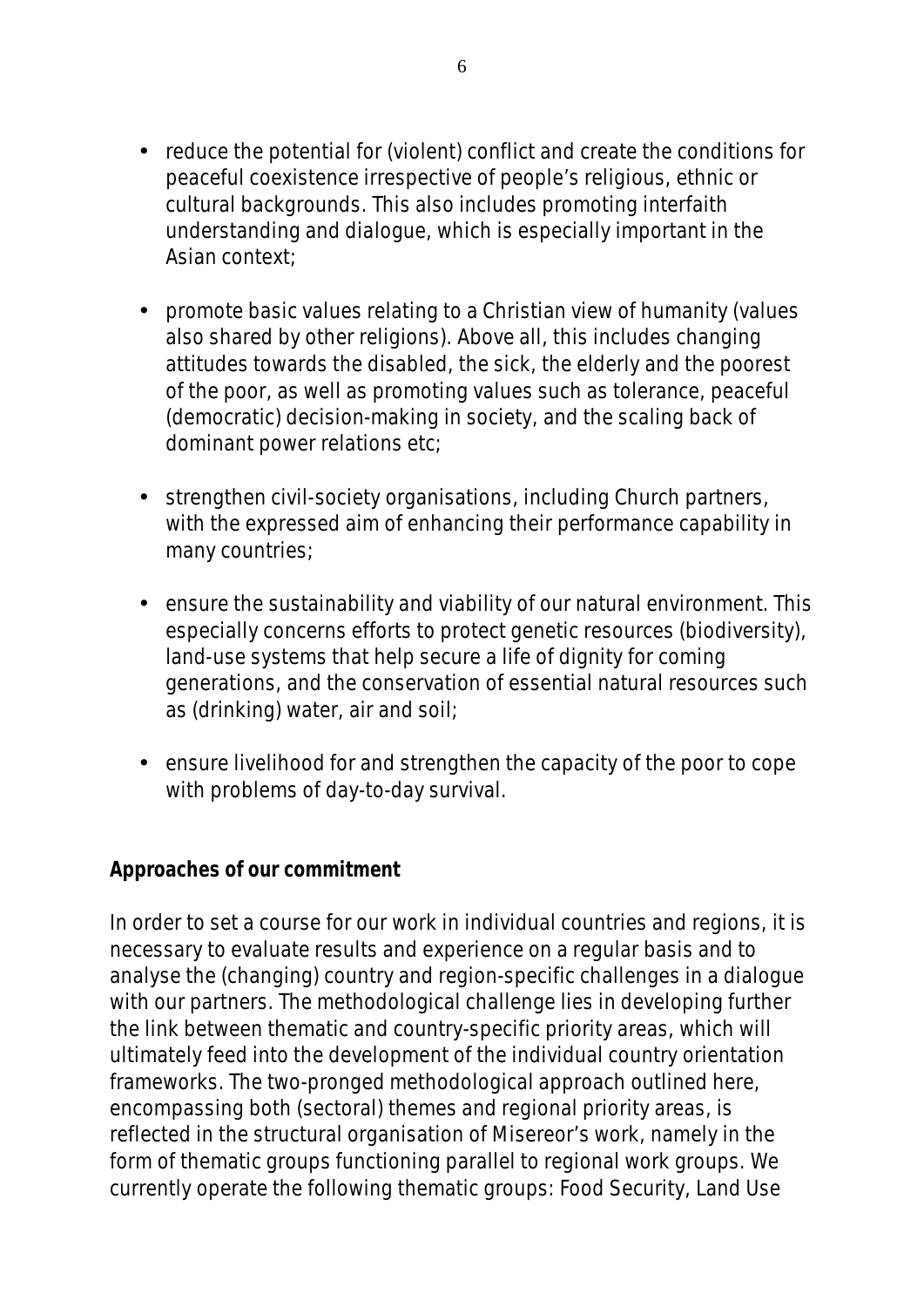- reduce the potential for (violent) conflict and create the conditions for peaceful coexistence irrespective of people's religious, ethnic or cultural backgrounds. This also includes promoting interfaith understanding and dialogue, which is especially important in the Asian context;

- promote basic values relating to a Christian view of humanity (values also shared by other religions). Above all, this includes changing attitudes towards the disabled, the sick, the elderly and the poorest of the poor, as well as promoting values such as tolerance, peaceful (democratic) decision-making in society, and the scaling back of dominant power relations etc;

- strengthen civil-society organisations, including Church partners, with the expressed aim of enhancing their performance capability in many countries;

- ensure the sustainability and viability of our natural environment. This especially concerns efforts to protect genetic resources (biodiversity), land-use systems that help secure a life of dignity for coming generations, and the conservation of essential natural resources such as (drinking) water, air and soil;

- ensure livelihood for and strengthen the capacity of the poor to cope with problems of day-to-day survival.

**Approaches of our commitment**

In order to set a course for our work in individual countries and regions, it is necessary to evaluate results and experience on a regular basis and to analyse the (changing) country and region-specific challenges in a dialogue with our partners. The methodological challenge lies in developing further the link between thematic and country-specific priority areas, which will ultimately feed into the development of the individual country orientation frameworks. The two-pronged methodological approach outlined here, encompassing both (sectoral) themes and regional priority areas, is reflected in the structural organisation of Misereor's work, namely in the form of thematic groups functioning parallel to regional work groups. We currently operate the following thematic groups: Food Security, Land Use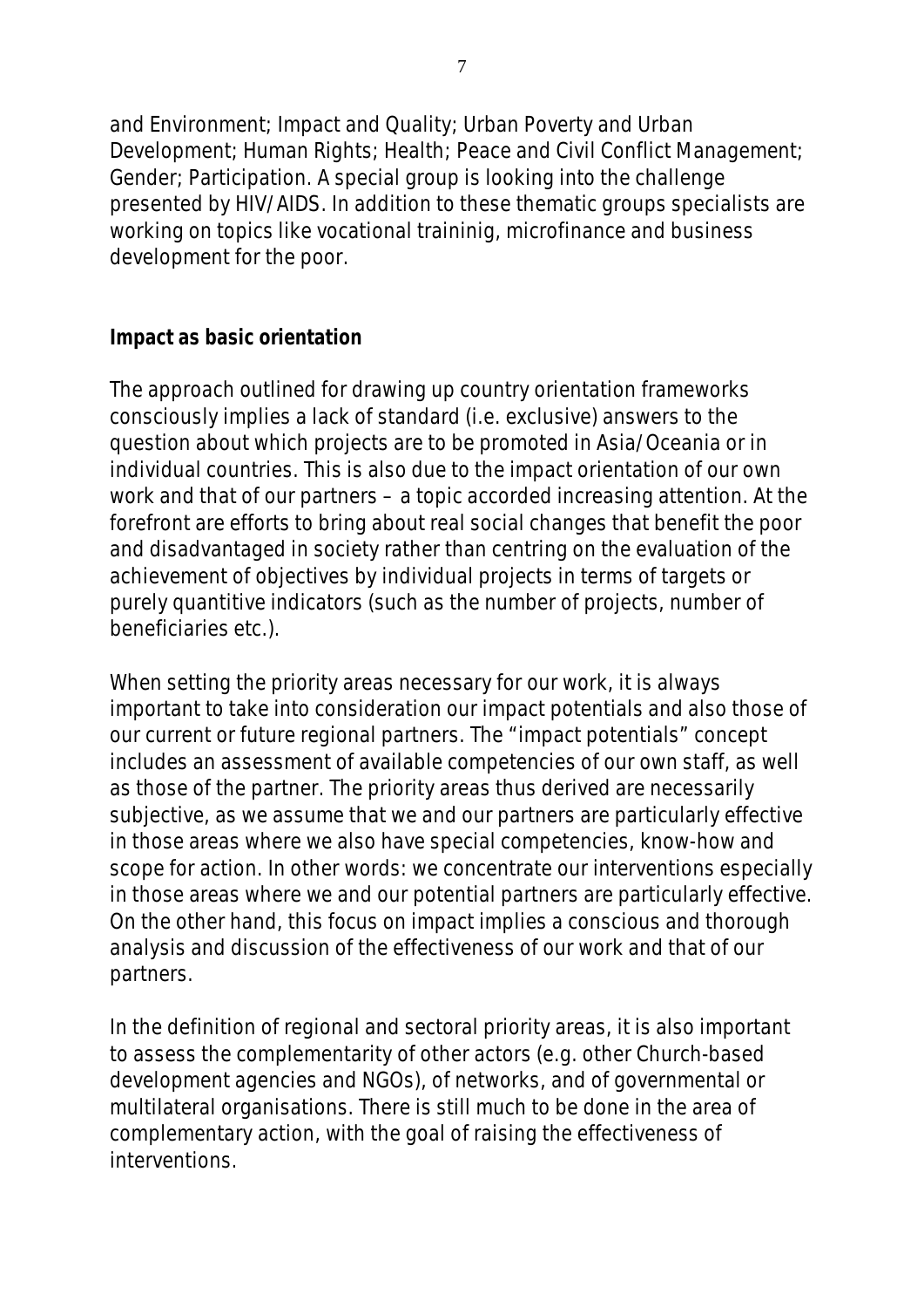and Environment; Impact and Quality; Urban Poverty and Urban Development; Human Rights; Health; Peace and Civil Conflict Management; Gender; Participation. A special group is looking into the challenge presented by HIV/AIDS. In addition to these thematic groups specialists are working on topics like vocational traininig, microfinance and business development for the poor.

**Impact as basic orientation**

The approach outlined for drawing up country orientation frameworks consciously implies a lack of standard (i.e. exclusive) answers to the question about which projects are to be promoted in Asia/Oceania or in individual countries. This is also due to the impact orientation of our own work and that of our partners – a topic accorded increasing attention. At the forefront are efforts to bring about real social changes that benefit the poor and disadvantaged in society rather than centring on the evaluation of the achievement of objectives by individual projects in terms of targets or purely quantitive indicators (such as the number of projects, number of beneficiaries etc.).

When setting the priority areas necessary for our work, it is always important to take into consideration our impact potentials and also those of our current or future regional partners. The "impact potentials" concept includes an assessment of available competencies of our own staff, as well as those of the partner. The priority areas thus derived are necessarily subjective, as we assume that we and our partners are particularly effective in those areas where we also have special competencies, know-how and scope for action. In other words: we concentrate our interventions especially in those areas where we and our potential partners are particularly effective. On the other hand, this focus on impact implies a conscious and thorough analysis and discussion of the effectiveness of our work and that of our partners.

In the definition of regional and sectoral priority areas, it is also important to assess the complementarity of other actors (e.g. other Church-based development agencies and NGOs), of networks, and of governmental or multilateral organisations. There is still much to be done in the area of complementary action, with the goal of raising the effectiveness of interventions.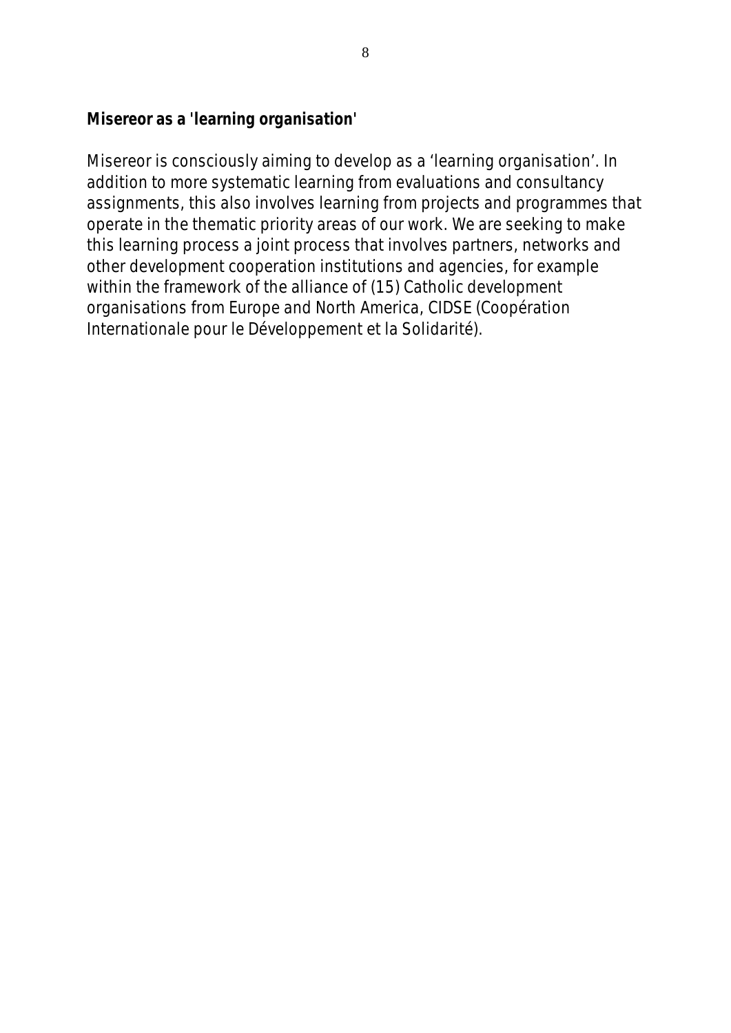**Misereor as a 'learning organisation'**

Misereor is consciously aiming to develop as a ‘learning organisation’. In addition to more systematic learning from evaluations and consultancy assignments, this also involves learning from projects and programmes that operate in the thematic priority areas of our work. We are seeking to make this learning process a joint process that involves partners, networks and other development cooperation institutions and agencies, for example within the framework of the alliance of (15) Catholic development organisations from Europe and North America, CIDSE (Coopération Internationale pour le Développement et la Solidarité).